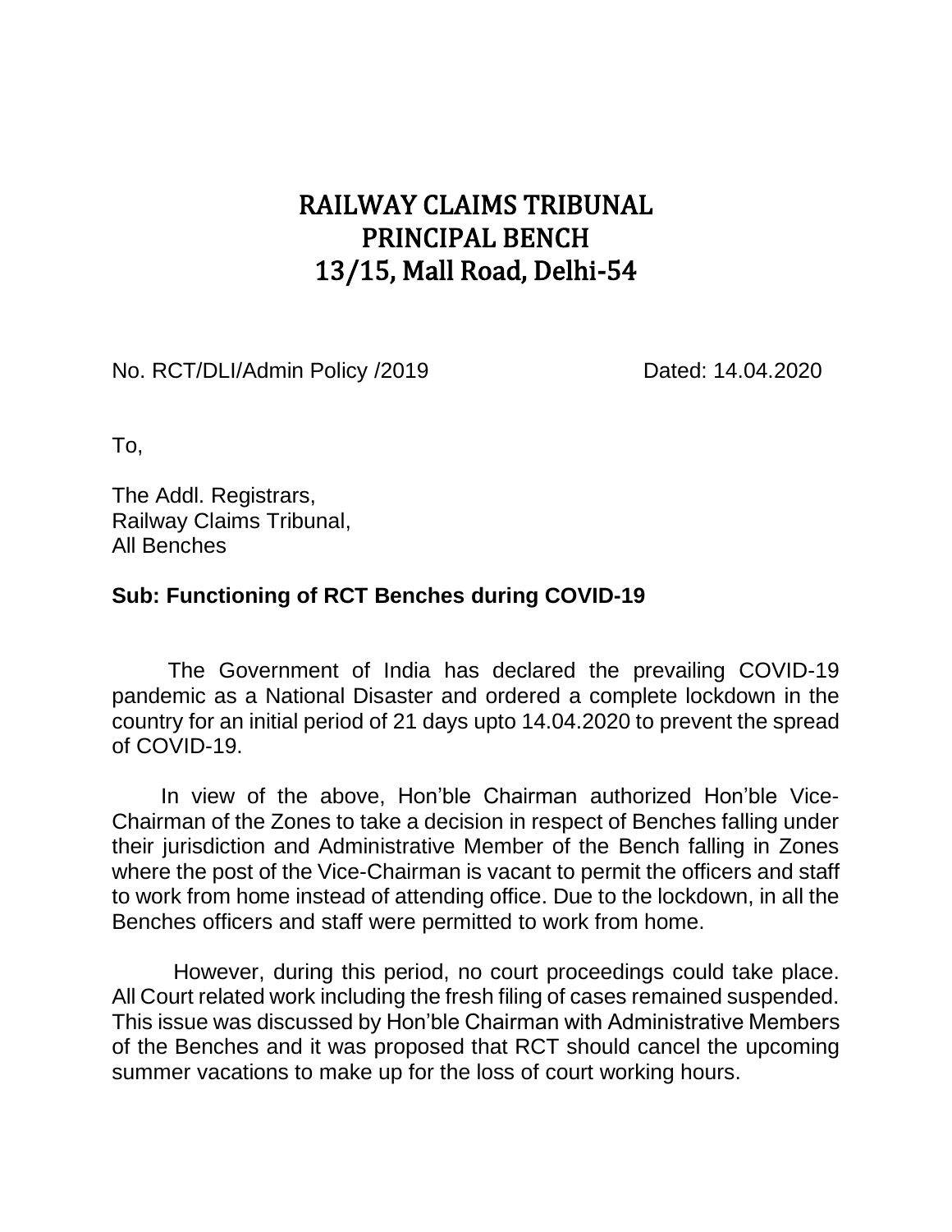# RAILWAY CLAIMS TRIBUNAL
# PRINCIPAL BENCH
# 13/15, Mall Road, Delhi-54

No. RCT/DLI/Admin Policy /2019 Dated: 14.04.2020

To,

The Addl. Registrars,
Railway Claims Tribunal,
All Benches

**Sub: Functioning of RCT Benches during COVID-19**

The Government of India has declared the prevailing COVID-19 pandemic as a National Disaster and ordered a complete lockdown in the country for an initial period of 21 days upto 14.04.2020 to prevent the spread of COVID-19.

In view of the above, Hon'ble Chairman authorized Hon'ble Vice-Chairman of the Zones to take a decision in respect of Benches falling under their jurisdiction and Administrative Member of the Bench falling in Zones where the post of the Vice-Chairman is vacant to permit the officers and staff to work from home instead of attending office. Due to the lockdown, in all the Benches officers and staff were permitted to work from home.

However, during this period, no court proceedings could take place. All Court related work including the fresh filing of cases remained suspended. This issue was discussed by Hon'ble Chairman with Administrative Members of the Benches and it was proposed that RCT should cancel the upcoming summer vacations to make up for the loss of court working hours.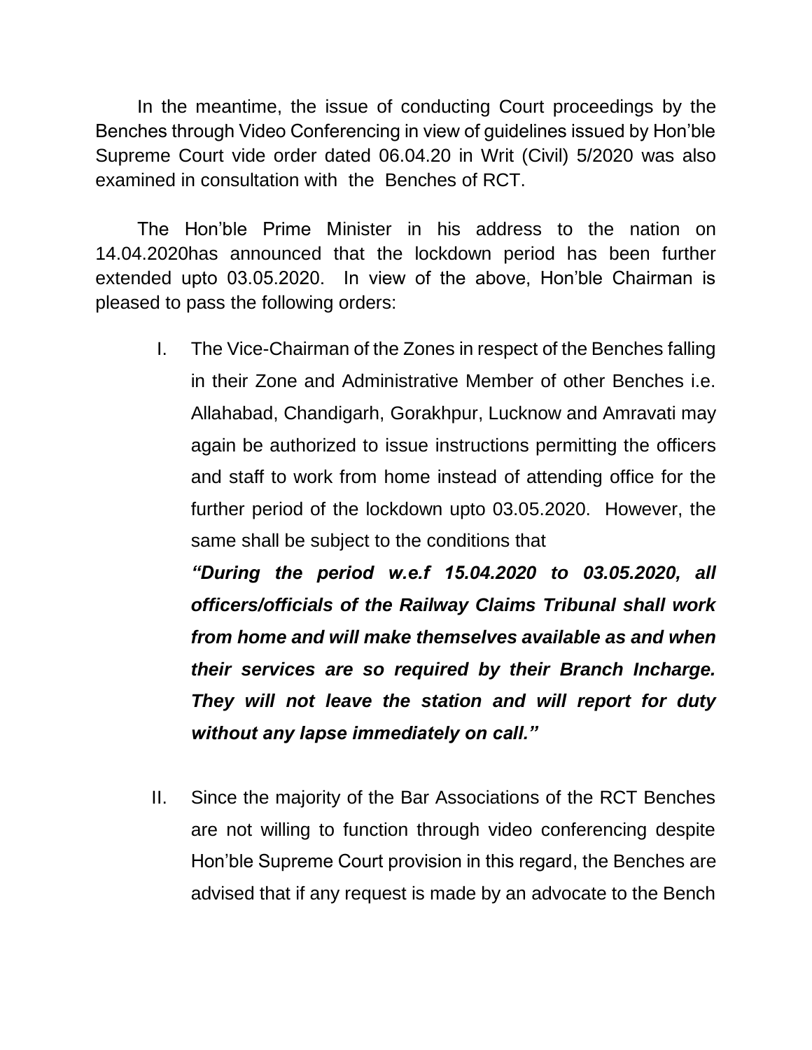In the meantime, the issue of conducting Court proceedings by the Benches through Video Conferencing in view of guidelines issued by Hon'ble Supreme Court vide order dated 06.04.20 in Writ (Civil) 5/2020 was also examined in consultation with the Benches of RCT.

The Hon'ble Prime Minister in his address to the nation on 14.04.2020has announced that the lockdown period has been further extended upto 03.05.2020. In view of the above, Hon'ble Chairman is pleased to pass the following orders:

I. The Vice-Chairman of the Zones in respect of the Benches falling in their Zone and Administrative Member of other Benches i.e. Allahabad, Chandigarh, Gorakhpur, Lucknow and Amravati may again be authorized to issue instructions permitting the officers and staff to work from home instead of attending office for the further period of the lockdown upto 03.05.2020. However, the same shall be subject to the conditions that

   ***"During the period w.e.f 15.04.2020 to 03.05.2020, all officers/officials of the Railway Claims Tribunal shall work from home and will make themselves available as and when their services are so required by their Branch Incharge. They will not leave the station and will report for duty without any lapse immediately on call."***

II. Since the majority of the Bar Associations of the RCT Benches are not willing to function through video conferencing despite Hon'ble Supreme Court provision in this regard, the Benches are advised that if any request is made by an advocate to the Bench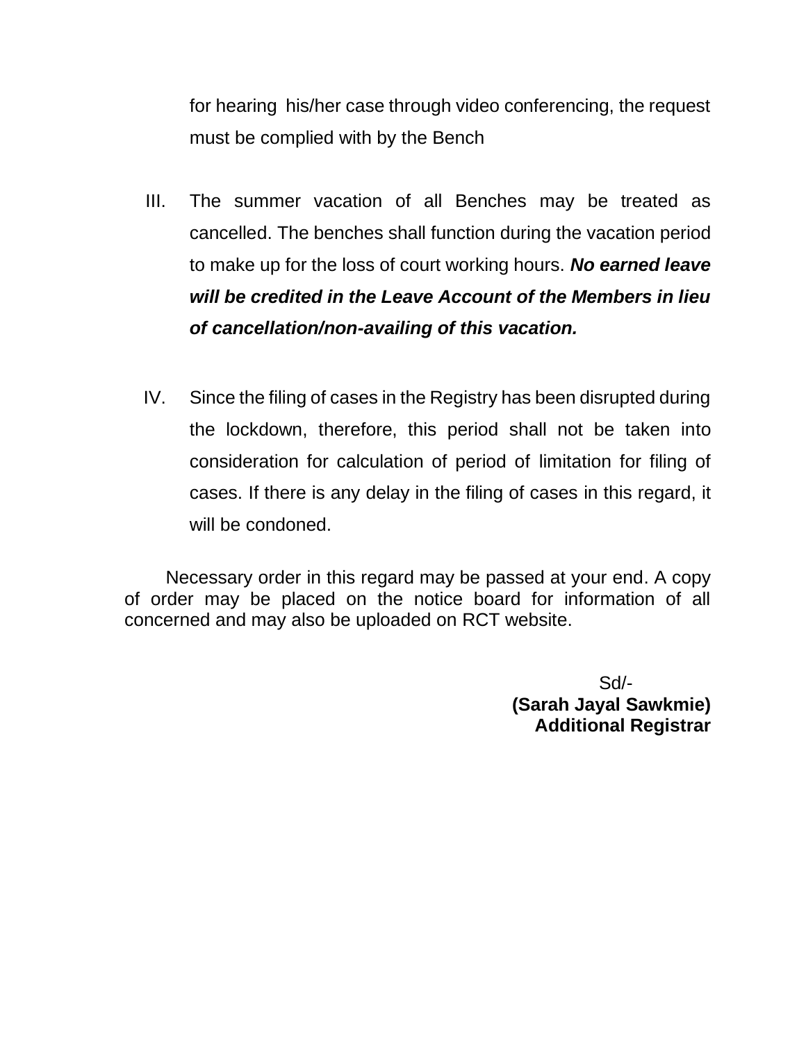for hearing his/her case through video conferencing, the request must be complied with by the Bench

III. The summer vacation of all Benches may be treated as cancelled. The benches shall function during the vacation period to make up for the loss of court working hours. ***No earned leave will be credited in the Leave Account of the Members in lieu of cancellation/non-availing of this vacation.***

IV. Since the filing of cases in the Registry has been disrupted during the lockdown, therefore, this period shall not be taken into consideration for calculation of period of limitation for filing of cases. If there is any delay in the filing of cases in this regard, it will be condoned.

Necessary order in this regard may be passed at your end. A copy of order may be placed on the notice board for information of all concerned and may also be uploaded on RCT website.

Sd/-
**(Sarah Jayal Sawkmie)**
**Additional Registrar**